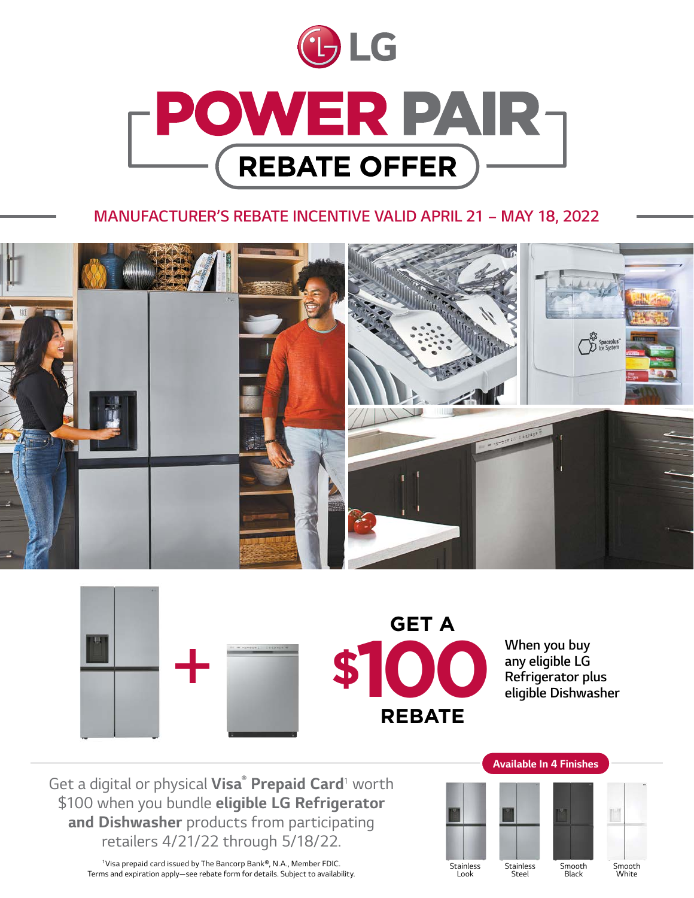LG

# POWER PAIR

## REBATE OFFER

MANUFACTURER'S REBATE INCENTIVE VALID APRIL 21 – MAY 18, 2022

**GET A $100 REBATE**

When you buy any eligible LG Refrigerator plus eligible Dishwasher

Get a digital or physical **Visa® Prepaid Card**[1] worth $100 when you bundle **eligible LG Refrigerator and Dishwasher** products from participating retailers 4/21/22 through 5/18/22.

[1]Visa prepaid card issued by The Bancorp Bank®, N.A., Member FDIC. Terms and expiration apply—see rebate form for details. Subject to availability.

**Available In 4 Finishes**

Stainless Look | Stainless Steel | Smooth Black | Smooth White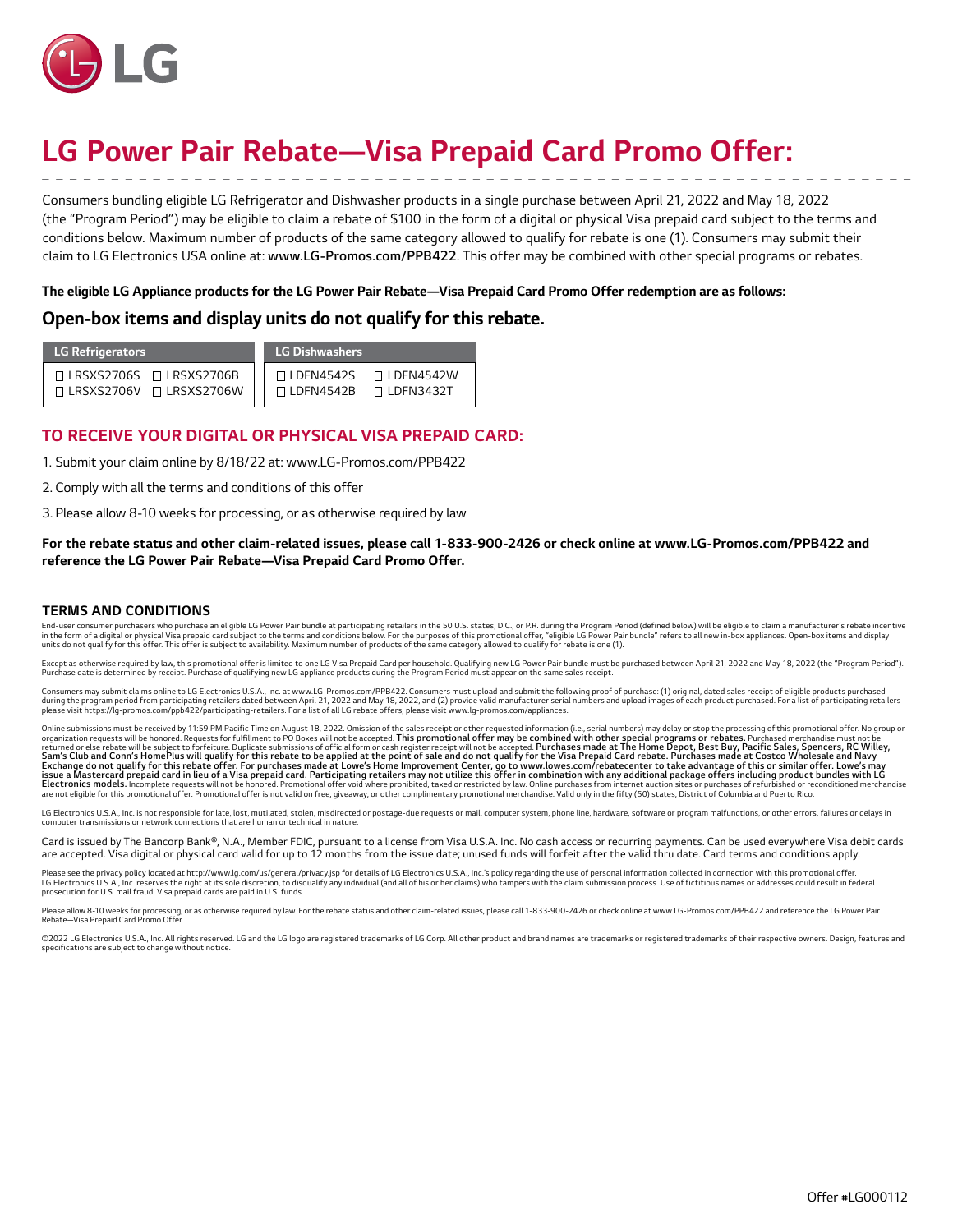# LG Power Pair Rebate—Visa Prepaid Card Promo Offer:

Consumers bundling eligible LG Refrigerator and Dishwasher products in a single purchase between April 21, 2022 and May 18, 2022 (the "Program Period") may be eligible to claim a rebate of $100 in the form of a digital or physical Visa prepaid card subject to the terms and conditions below. Maximum number of products of the same category allowed to qualify for rebate is one (1). Consumers may submit their claim to LG Electronics USA online at: **www.LG-Promos.com/PPB422**. This offer may be combined with other special programs or rebates.

**The eligible LG Appliance products for the LG Power Pair Rebate—Visa Prepaid Card Promo Offer redemption are as follows:**

## Open-box items and display units do not qualify for this rebate.

| LG Refrigerators | | LG Dishwashers | |
|---|---|---|---|
| ☐ LRSXS2706S | ☐ LRSXS2706B | ☐ LDFN4542S | ☐ LDFN4542W |
| ☐ LRSXS2706V | ☐ LRSXS2706W | ☐ LDFN4542B | ☐ LDFN3432T |

## TO RECEIVE YOUR DIGITAL OR PHYSICAL VISA PREPAID CARD:

1. Submit your claim online by 8/18/22 at: www.LG-Promos.com/PPB422
2. Comply with all the terms and conditions of this offer
3. Please allow 8-10 weeks for processing, or as otherwise required by law

**For the rebate status and other claim-related issues, please call 1-833-900-2426 or check online at www.LG-Promos.com/PPB422 and reference the LG Power Pair Rebate—Visa Prepaid Card Promo Offer.**

### TERMS AND CONDITIONS

End-user consumer purchasers who purchase an eligible LG Power Pair bundle at participating retailers in the 50 U.S. states, D.C., or P.R. during the Program Period (defined below) will be eligible to claim a manufacturer's rebate incentive in the form of a digital or physical Visa prepaid card subject to the terms and conditions below. For the purposes of this promotional offer, "eligible LG Power Pair bundle" refers to all new in-box appliances. Open-box items and display units do not qualify for this offer. This offer is subject to availability. Maximum number of products of the same category allowed to qualify for rebate is one (1).

Except as otherwise required by law, this promotional offer is limited to one LG Visa Prepaid Card per household. Qualifying new LG Power Pair bundle must be purchased between April 21, 2022 and May 18, 2022 (the "Program Period"). Purchase date is determined by receipt. Purchase of qualifying new LG appliance products during the Program Period must appear on the same sales receipt.

Consumers may submit claims online to LG Electronics U.S.A., Inc. at www.LG-Promos.com/PPB422. Consumers must upload and submit the following proof of purchase: (1) original, dated sales receipt of eligible products purchased during the program period from participating retailers dated between April 21, 2022 and May 18, 2022, and (2) provide valid manufacturer serial numbers and upload images of each product purchased. For a list of participating retailers please visit https://lg-promos.com/ppb422/participating-retailers. For a list of all LG rebate offers, please visit www.lg-promos.com/appliances.

Online submissions must be received by 11:59 PM Pacific Time on August 18, 2022. Omission of the sales receipt or other requested information (i.e., serial numbers) may delay or stop the processing of this promotional offer. No group or organization requests will be honored. Requests for fulfillment to PO Boxes will not be accepted. **This promotional offer may be combined with other special programs or rebates.** Purchased merchandise must not be returned or else rebate will be subject to forfeiture. Duplicate submissions of official form or cash register receipt will not be accepted. **Purchases made at The Home Depot, Best Buy, Pacific Sales, Spencers, RC Willey, Sam's Club and Conn's HomePlus will qualify for this rebate to be applied at the point of sale and do not qualify for the Visa Prepaid Card rebate. Purchases made at Costco Wholesale and Navy Exchange do not qualify for this rebate offer. For purchases made at Lowe's Home Improvement Center, go to www.lowes.com/rebatecenter to take advantage of this or similar offer. Lowe's may issue a Mastercard prepaid card in lieu of a Visa prepaid card. Participating retailers may not utilize this offer in combination with any additional package offers including product bundles with LG Electronics models.** Incomplete requests will not be honored. Promotional offer void where prohibited, taxed or restricted by law. Online purchases from internet auction sites or purchases of refurbished or reconditioned merchandise are not eligible for this promotional offer. Promotional offer is not valid on free, giveaway, or other complimentary promotional merchandise. Valid only in the fifty (50) states, District of Columbia and Puerto Rico.

LG Electronics U.S.A., Inc. is not responsible for late, lost, mutilated, stolen, misdirected or postage-due requests or mail, computer system, phone line, hardware, software or program malfunctions, or other errors, failures or delays in computer transmissions or network connections that are human or technical in nature.

Card is issued by The Bancorp Bank®, N.A., Member FDIC, pursuant to a license from Visa U.S.A. Inc. No cash access or recurring payments. Can be used everywhere Visa debit cards are accepted. Visa digital or physical card valid for up to 12 months from the issue date; unused funds will forfeit after the valid thru date. Card terms and conditions apply.

Please see the privacy policy located at http://www.lg.com/us/general/privacy.jsp for details of LG Electronics U.S.A., Inc.'s policy regarding the use of personal information collected in connection with this promotional offer. LG Electronics U.S.A., Inc. reserves the right at its sole discretion, to disqualify any individual (and all of his or her claims) who tampers with the claim submission process. Use of fictitious names or addresses could result in federal prosecution for U.S. mail fraud. Visa prepaid cards are paid in U.S. funds.

Please allow 8-10 weeks for processing, or as otherwise required by law. For the rebate status and other claim-related issues, please call 1-833-900-2426 or check online at www.LG-Promos.com/PPB422 and reference the LG Power Pair Rebate—Visa Prepaid Card Promo Offer.

©2022 LG Electronics U.S.A., Inc. All rights reserved. LG and the LG logo are registered trademarks of LG Corp. All other product and brand names are trademarks or registered trademarks of their respective owners. Design, features and specifications are subject to change without notice.

Offer #LG000112